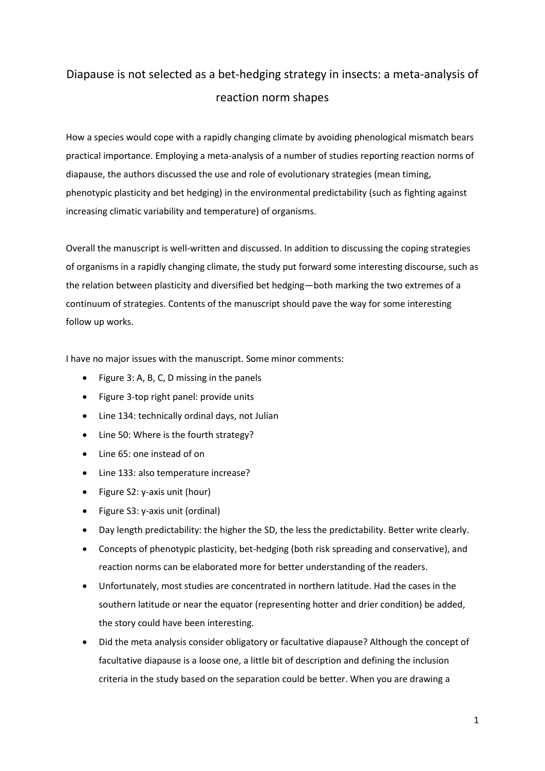# Diapause is not selected as a bet-hedging strategy in insects: a meta-analysis of reaction norm shapes

How a species would cope with a rapidly changing climate by avoiding phenological mismatch bears practical importance. Employing a meta-analysis of a number of studies reporting reaction norms of diapause, the authors discussed the use and role of evolutionary strategies (mean timing, phenotypic plasticity and bet hedging) in the environmental predictability (such as fighting against increasing climatic variability and temperature) of organisms.

Overall the manuscript is well-written and discussed. In addition to discussing the coping strategies of organisms in a rapidly changing climate, the study put forward some interesting discourse, such as the relation between plasticity and diversified bet hedging—both marking the two extremes of a continuum of strategies. Contents of the manuscript should pave the way for some interesting follow up works.

I have no major issues with the manuscript. Some minor comments:

- Figure 3: A, B, C, D missing in the panels
- Figure 3-top right panel: provide units
- Line 134: technically ordinal days, not Julian
- Line 50: Where is the fourth strategy?
- Line 65: one instead of on
- Line 133: also temperature increase?
- Figure S2: y-axis unit (hour)
- Figure S3: y-axis unit (ordinal)
- Day length predictability: the higher the SD, the less the predictability. Better write clearly.
- Concepts of phenotypic plasticity, bet-hedging (both risk spreading and conservative), and reaction norms can be elaborated more for better understanding of the readers.
- Unfortunately, most studies are concentrated in northern latitude. Had the cases in the southern latitude or near the equator (representing hotter and drier condition) be added, the story could have been interesting.
- Did the meta analysis consider obligatory or facultative diapause? Although the concept of facultative diapause is a loose one, a little bit of description and defining the inclusion criteria in the study based on the separation could be better. When you are drawing a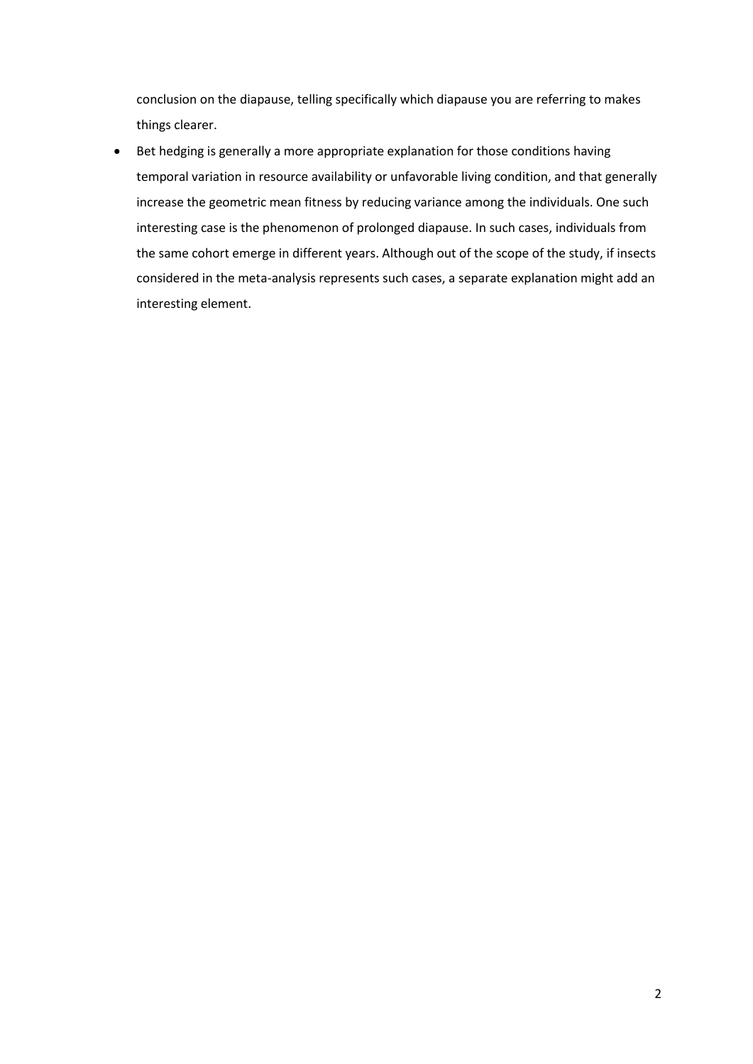conclusion on the diapause, telling specifically which diapause you are referring to makes things clearer.

- Bet hedging is generally a more appropriate explanation for those conditions having temporal variation in resource availability or unfavorable living condition, and that generally increase the geometric mean fitness by reducing variance among the individuals. One such interesting case is the phenomenon of prolonged diapause. In such cases, individuals from the same cohort emerge in different years. Although out of the scope of the study, if insects considered in the meta-analysis represents such cases, a separate explanation might add an interesting element.